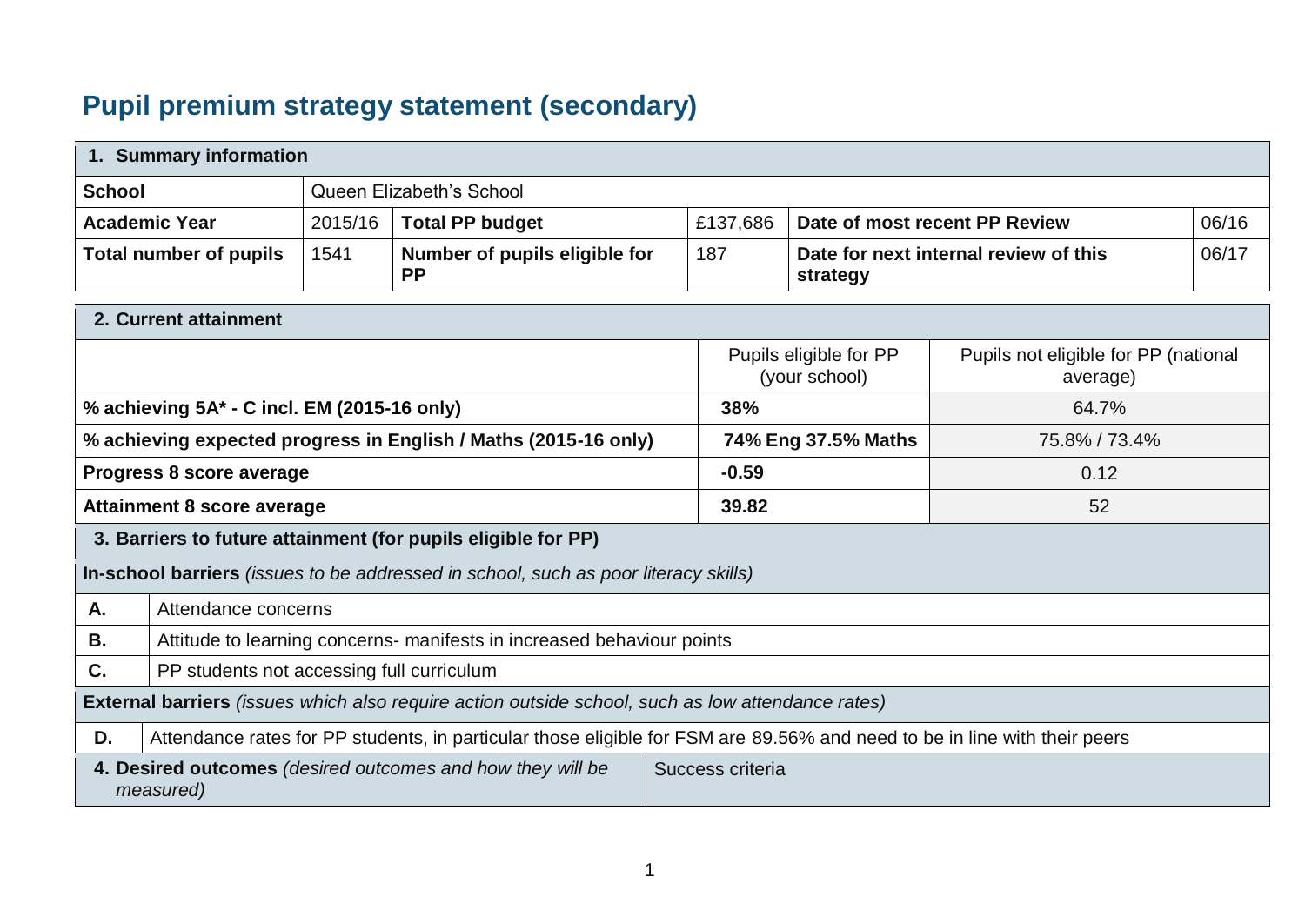# Pupil premium strategy statement (secondary)

| 1. Summary information | | | | | |
|---|---|---|---|---|---|
| **School** | Queen Elizabeth's School | | | | |
| **Academic Year** | 2015/16 | **Total PP budget** | £137,686 | **Date of most recent PP Review** | 06/16 |
| **Total number of pupils** | 1541 | **Number of pupils eligible for PP** | 187 | **Date for next internal review of this strategy** | 06/17 |

| 2. Current attainment | | |
|---|---|---|
| | Pupils eligible for PP (your school) | Pupils not eligible for PP (national average) |
| **% achieving 5A* - C incl. EM (2015-16 only)** | **38%** | 64.7% |
| **% achieving expected progress in English / Maths (2015-16 only)** | **74% Eng 37.5% Maths** | 75.8% / 73.4% |
| **Progress 8 score average** | **-0.59** | 0.12 |
| **Attainment 8 score average** | **39.82** | 52 |

| 3. Barriers to future attainment (for pupils eligible for PP) | |
|---|---|
| **In-school barriers** *(issues to be addressed in school, such as poor literacy skills)* | |
| **A.** | Attendance concerns |
| **B.** | Attitude to learning concerns- manifests in increased behaviour points |
| **C.** | PP students not accessing full curriculum |
| **External barriers** *(issues which also require action outside school, such as low attendance rates)* | |
| **D.** | Attendance rates for PP students, in particular those eligible for FSM are 89.56% and need to be in line with their peers |

| 4. Desired outcomes *(desired outcomes and how they will be measured)* | Success criteria |
|---|---|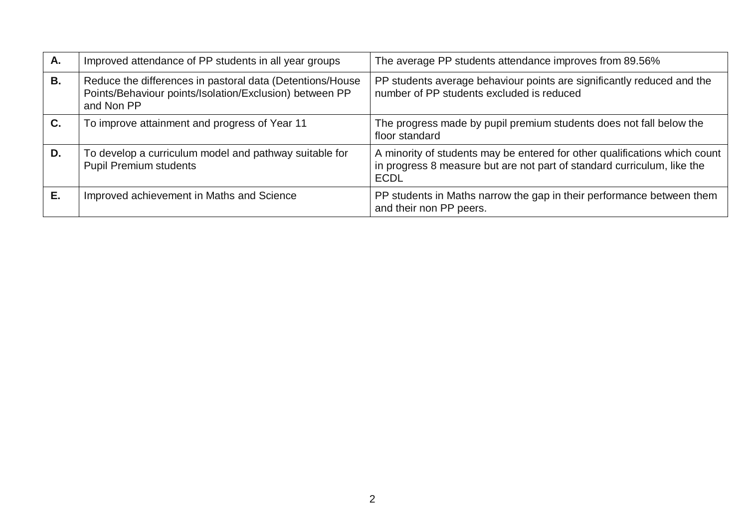| | | |
|---|---|---|
| **A.** | Improved attendance of PP students in all year groups | The average PP students attendance improves from 89.56% |
| **B.** | Reduce the differences in pastoral data (Detentions/House Points/Behaviour points/Isolation/Exclusion) between PP and Non PP | PP students average behaviour points are significantly reduced and the number of PP students excluded is reduced |
| **C.** | To improve attainment and progress of Year 11 | The progress made by pupil premium students does not fall below the floor standard |
| **D.** | To develop a curriculum model and pathway suitable for Pupil Premium students | A minority of students may be entered for other qualifications which count in progress 8 measure but are not part of standard curriculum, like the ECDL |
| **E.** | Improved achievement in Maths and Science | PP students in Maths narrow the gap in their performance between them and their non PP peers. |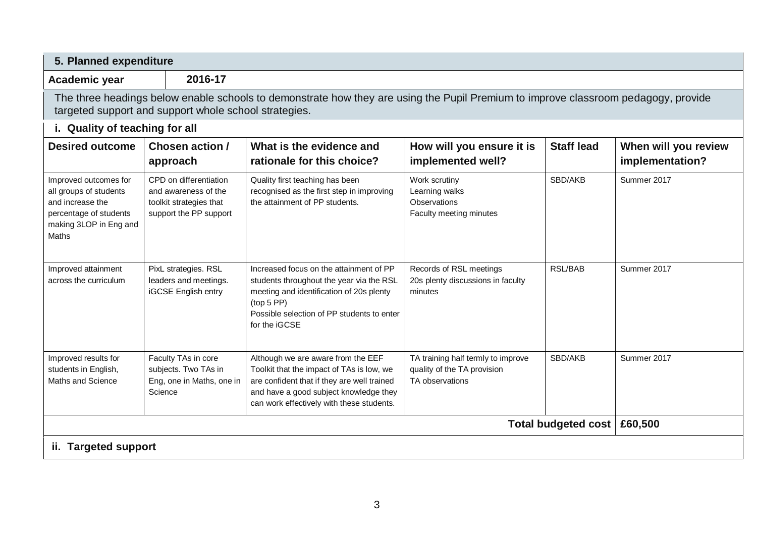## 5. Planned expenditure

| Academic year | 2016-17 |
|---|---|

The three headings below enable schools to demonstrate how they are using the Pupil Premium to improve classroom pedagogy, provide targeted support and support whole school strategies.

### i. Quality of teaching for all

| Desired outcome | Chosen action / approach | What is the evidence and rationale for this choice? | How will you ensure it is implemented well? | Staff lead | When will you review implementation? |
|---|---|---|---|---|---|
| Improved outcomes for all groups of students and increase the percentage of students making 3LOP in Eng and Maths | CPD on differentiation and awareness of the toolkit strategies that support the PP support | Quality first teaching has been recognised as the first step in improving the attainment of PP students. | Work scrutiny<br>Learning walks<br>Observations<br>Faculty meeting minutes | SBD/AKB | Summer 2017 |
| Improved attainment across the curriculum | PixL strategies. RSL leaders and meetings. iGCSE English entry | Increased focus on the attainment of PP students throughout the year via the RSL meeting and identification of 20s plenty (top 5 PP)<br>Possible selection of PP students to enter for the iGCSE | Records of RSL meetings<br>20s plenty discussions in faculty minutes | RSL/BAB | Summer 2017 |
| Improved results for students in English, Maths and Science | Faculty TAs in core subjects. Two TAs in Eng, one in Maths, one in Science | Although we are aware from the EEF Toolkit that the impact of TAs is low, we are confident that if they are well trained and have a good subject knowledge they can work effectively with these students. | TA training half termly to improve quality of the TA provision<br>TA observations | SBD/AKB | Summer 2017 |
| | | | | **Total budgeted cost** | **£60,500** |

### ii. Targeted support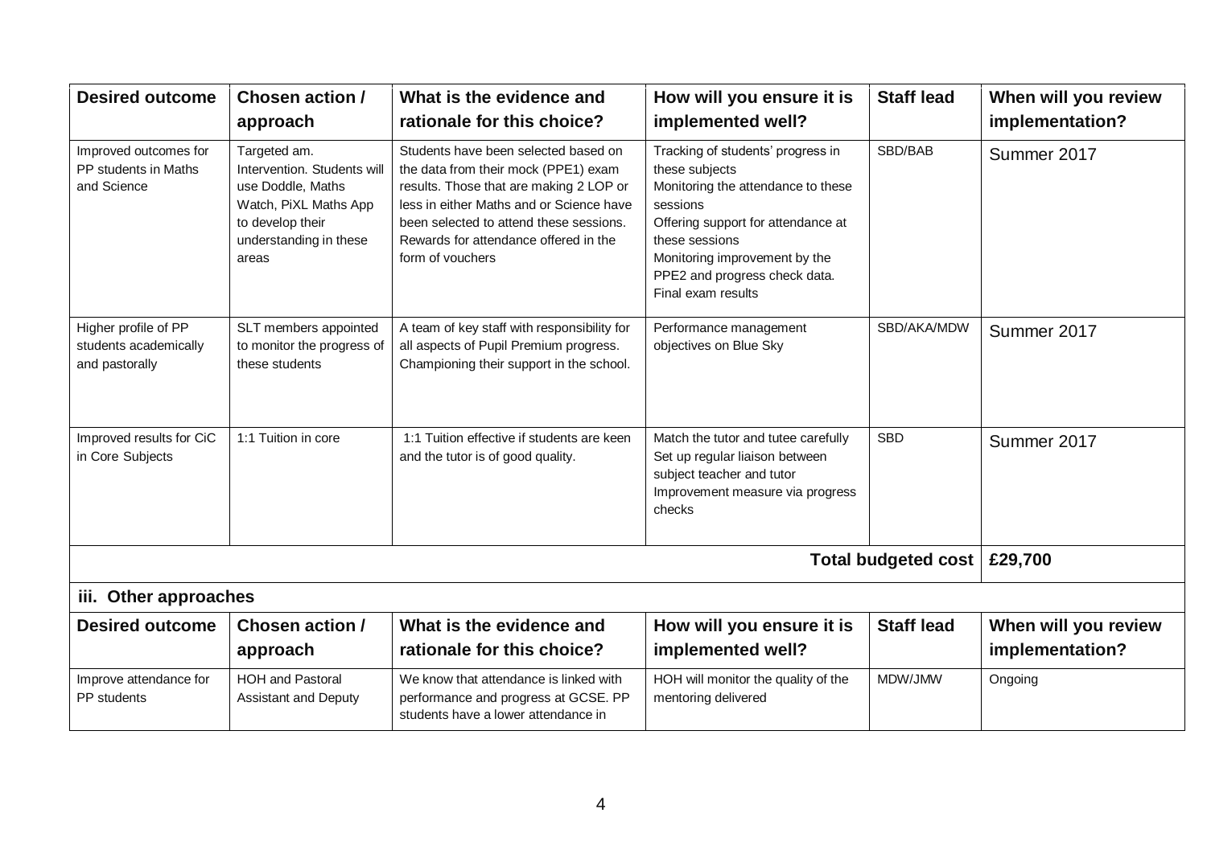| Desired outcome | Chosen action / approach | What is the evidence and rationale for this choice? | How will you ensure it is implemented well? | Staff lead | When will you review implementation? |
|---|---|---|---|---|---|
| Improved outcomes for PP students in Maths and Science | Targeted am. Intervention. Students will use Doddle, Maths Watch, PiXL Maths App to develop their understanding in these areas | Students have been selected based on the data from their mock (PPE1) exam results. Those that are making 2 LOP or less in either Maths and or Science have been selected to attend these sessions. Rewards for attendance offered in the form of vouchers | Tracking of students' progress in these subjects<br>Monitoring the attendance to these sessions<br>Offering support for attendance at these sessions<br>Monitoring improvement by the PPE2 and progress check data.<br>Final exam results | SBD/BAB | Summer 2017 |
| Higher profile of PP students academically and pastorally | SLT members appointed to monitor the progress of these students | A team of key staff with responsibility for all aspects of Pupil Premium progress. Championing their support in the school. | Performance management objectives on Blue Sky | SBD/AKA/MDW | Summer 2017 |
| Improved results for CiC in Core Subjects | 1:1 Tuition in core | 1:1 Tuition effective if students are keen and the tutor is of good quality. | Match the tutor and tutee carefully<br>Set up regular liaison between subject teacher and tutor<br>Improvement measure via progress checks | SBD | Summer 2017 |
| | | | | **Total budgeted cost** | **£29,700** |

### iii. Other approaches

| Desired outcome | Chosen action / approach | What is the evidence and rationale for this choice? | How will you ensure it is implemented well? | Staff lead | When will you review implementation? |
|---|---|---|---|---|---|
| Improve attendance for PP students | HOH and Pastoral Assistant and Deputy | We know that attendance is linked with performance and progress at GCSE. PP students have a lower attendance in | HOH will monitor the quality of the mentoring delivered | MDW/JMW | Ongoing |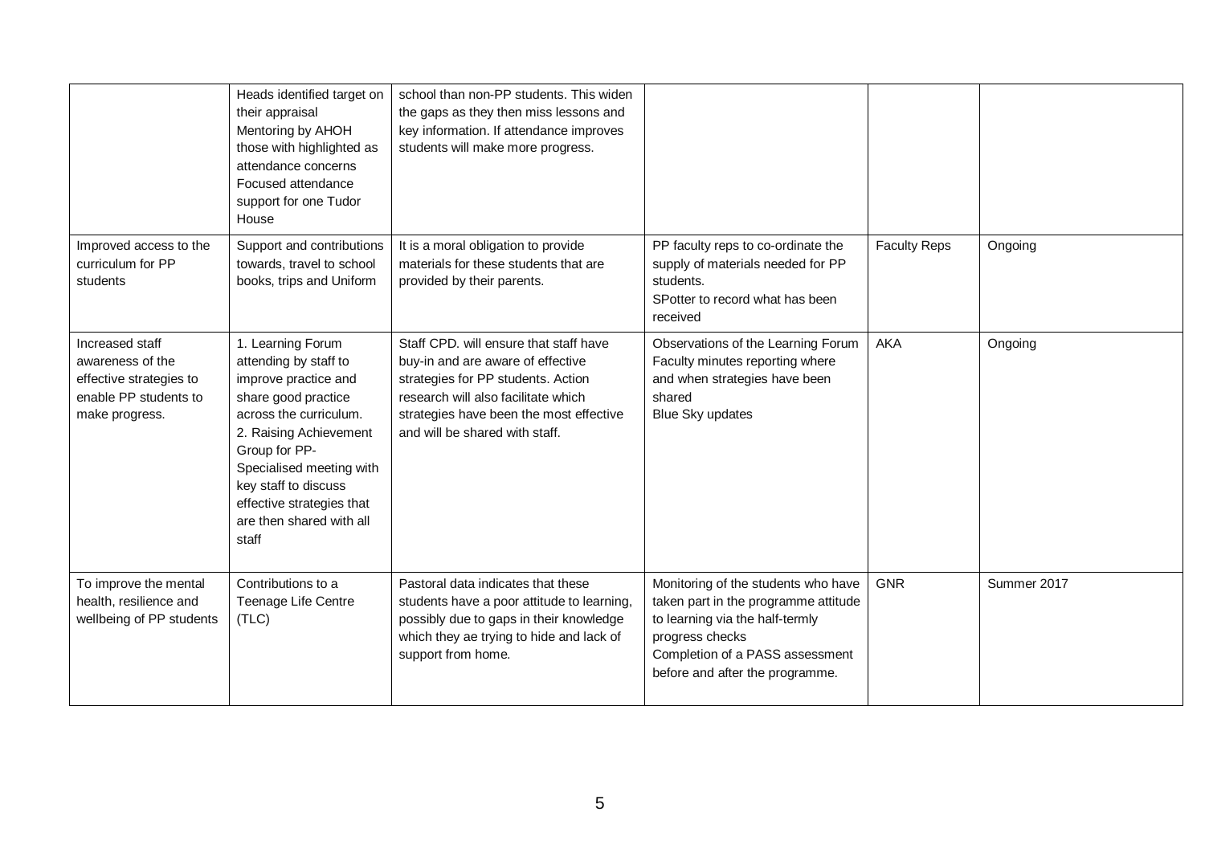| | | | | | |
|---|---|---|---|---|---|
| | Heads identified target on their appraisal<br>Mentoring by AHOH those with highlighted as attendance concerns<br>Focused attendance support for one Tudor House | school than non-PP students. This widen the gaps as they then miss lessons and key information. If attendance improves students will make more progress. | | | |
| Improved access to the curriculum for PP students | Support and contributions towards, travel to school books, trips and Uniform | It is a moral obligation to provide materials for these students that are provided by their parents. | PP faculty reps to co-ordinate the supply of materials needed for PP students.<br>SPotter to record what has been received | Faculty Reps | Ongoing |
| Increased staff awareness of the effective strategies to enable PP students to make progress. | 1. Learning Forum attending by staff to improve practice and share good practice across the curriculum.<br>2. Raising Achievement Group for PP- Specialised meeting with key staff to discuss effective strategies that are then shared with all staff | Staff CPD. will ensure that staff have buy-in and are aware of effective strategies for PP students. Action research will also facilitate which strategies have been the most effective and will be shared with staff. | Observations of the Learning Forum<br>Faculty minutes reporting where and when strategies have been shared<br>Blue Sky updates | AKA | Ongoing |
| To improve the mental health, resilience and wellbeing of PP students | Contributions to a Teenage Life Centre (TLC) | Pastoral data indicates that these students have a poor attitude to learning, possibly due to gaps in their knowledge which they ae trying to hide and lack of support from home. | Monitoring of the students who have taken part in the programme attitude to learning via the half-termly progress checks<br>Completion of a PASS assessment before and after the programme. | GNR | Summer 2017 |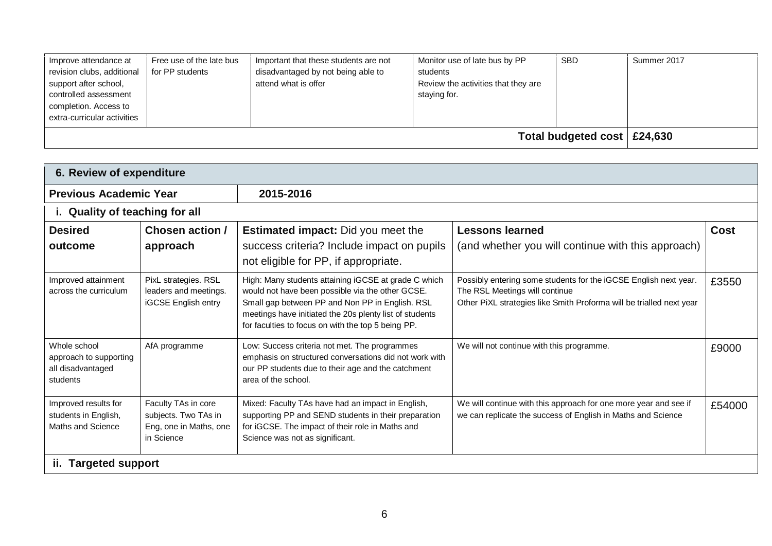| | | | | | |
|---|---|---|---|---|---|
| Improve attendance at revision clubs, additional support after school, controlled assessment completion. Access to extra-curricular activities | Free use of the late bus for PP students | Important that these students are not disadvantaged by not being able to attend what is offer | Monitor use of late bus by PP students<br>Review the activities that they are staying for. | SBD | Summer 2017 |
| | | | | **Total budgeted cost** | **£24,630** |

## 6. Review of expenditure

| **Previous Academic Year** | **2015-2016** |
|---|---|

### i. Quality of teaching for all

| **Desired outcome** | **Chosen action / approach** | **Estimated impact:** Did you meet the success criteria? Include impact on pupils not eligible for PP, if appropriate. | **Lessons learned** (and whether you will continue with this approach) | **Cost** |
|---|---|---|---|---|
| Improved attainment across the curriculum | PixL strategies. RSL leaders and meetings. iGCSE English entry | High: Many students attaining iGCSE at grade C which would not have been possible via the other GCSE. Small gap between PP and Non PP in English. RSL meetings have initiated the 20s plenty list of students for faculties to focus on with the top 5 being PP. | Possibly entering some students for the iGCSE English next year.<br>The RSL Meetings will continue<br>Other PiXL strategies like Smith Proforma will be trialled next year | £3550 |
| Whole school approach to supporting all disadvantaged students | AfA programme | Low: Success criteria not met. The programmes emphasis on structured conversations did not work with our PP students due to their age and the catchment area of the school. | We will not continue with this programme. | £9000 |
| Improved results for students in English, Maths and Science | Faculty TAs in core subjects. Two TAs in Eng, one in Maths, one in Science | Mixed: Faculty TAs have had an impact in English, supporting PP and SEND students in their preparation for iGCSE. The impact of their role in Maths and Science was not as significant. | We will continue with this approach for one more year and see if we can replicate the success of English in Maths and Science | £54000 |

### ii. Targeted support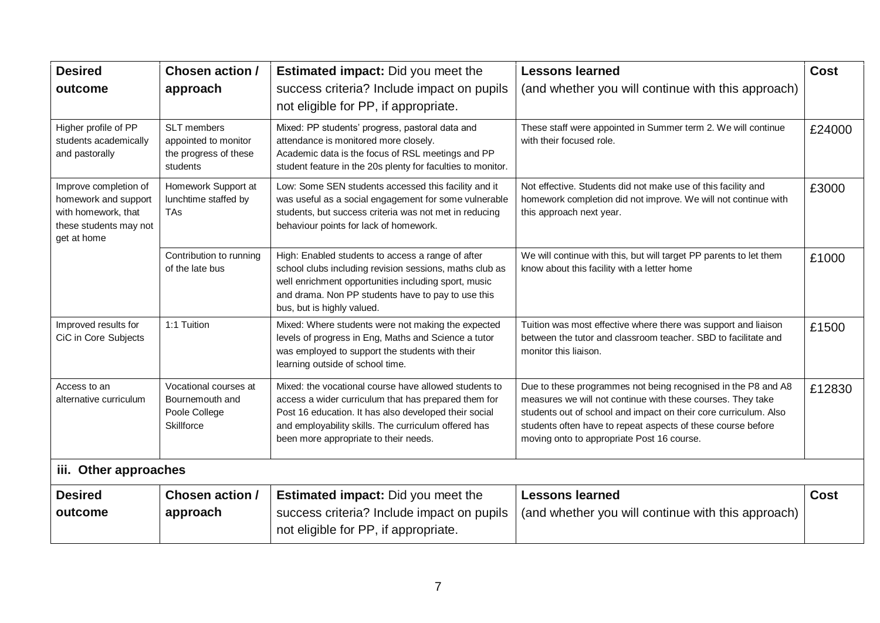| Desired outcome | Chosen action / approach | Estimated impact: Did you meet the success criteria? Include impact on pupils not eligible for PP, if appropriate. | Lessons learned (and whether you will continue with this approach) | Cost |
|---|---|---|---|---|
| Higher profile of PP students academically and pastorally | SLT members appointed to monitor the progress of these students | Mixed: PP students' progress, pastoral data and attendance is monitored more closely. Academic data is the focus of RSL meetings and PP student feature in the 20s plenty for faculties to monitor. | These staff were appointed in Summer term 2. We will continue with their focused role. | £24000 |
| Improve completion of homework and support with homework, that these students may not get at home | Homework Support at lunchtime staffed by TAs | Low: Some SEN students accessed this facility and it was useful as a social engagement for some vulnerable students, but success criteria was not met in reducing behaviour points for lack of homework. | Not effective. Students did not make use of this facility and homework completion did not improve. We will not continue with this approach next year. | £3000 |
| | Contribution to running of the late bus | High: Enabled students to access a range of after school clubs including revision sessions, maths club as well enrichment opportunities including sport, music and drama. Non PP students have to pay to use this bus, but is highly valued. | We will continue with this, but will target PP parents to let them know about this facility with a letter home | £1000 |
| Improved results for CiC in Core Subjects | 1:1 Tuition | Mixed: Where students were not making the expected levels of progress in Eng, Maths and Science a tutor was employed to support the students with their learning outside of school time. | Tuition was most effective where there was support and liaison between the tutor and classroom teacher. SBD to facilitate and monitor this liaison. | £1500 |
| Access to an alternative curriculum | Vocational courses at Bournemouth and Poole College Skillforce | Mixed: the vocational course have allowed students to access a wider curriculum that has prepared them for Post 16 education. It has also developed their social and employability skills. The curriculum offered has been more appropriate to their needs. | Due to these programmes not being recognised in the P8 and A8 measures we will not continue with these courses. They take students out of school and impact on their core curriculum. Also students often have to repeat aspects of these course before moving onto to appropriate Post 16 course. | £12830 |

### iii. Other approaches

| Desired outcome | Chosen action / approach | Estimated impact: Did you meet the success criteria? Include impact on pupils not eligible for PP, if appropriate. | Lessons learned (and whether you will continue with this approach) | Cost |
|---|---|---|---|---|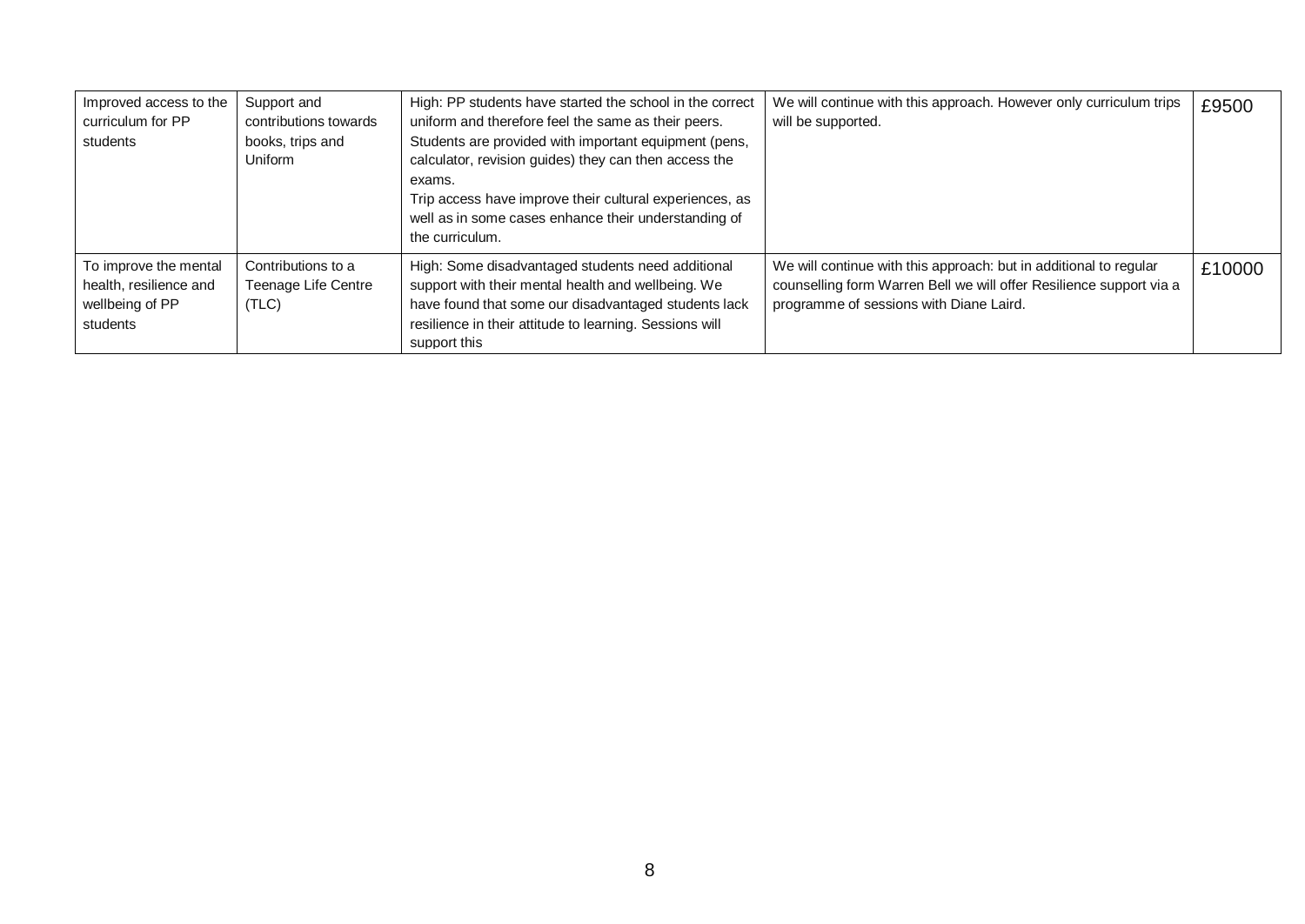| | | | | |
|---|---|---|---|---|
| Improved access to the curriculum for PP students | Support and contributions towards books, trips and Uniform | High: PP students have started the school in the correct uniform and therefore feel the same as their peers.<br>Students are provided with important equipment (pens, calculator, revision guides) they can then access the exams.<br>Trip access have improve their cultural experiences, as well as in some cases enhance their understanding of the curriculum. | We will continue with this approach. However only curriculum trips will be supported. | £9500 |
| To improve the mental health, resilience and wellbeing of PP students | Contributions to a Teenage Life Centre (TLC) | High: Some disadvantaged students need additional support with their mental health and wellbeing. We have found that some our disadvantaged students lack resilience in their attitude to learning. Sessions will support this | We will continue with this approach: but in additional to regular counselling form Warren Bell we will offer Resilience support via a programme of sessions with Diane Laird. | £10000 |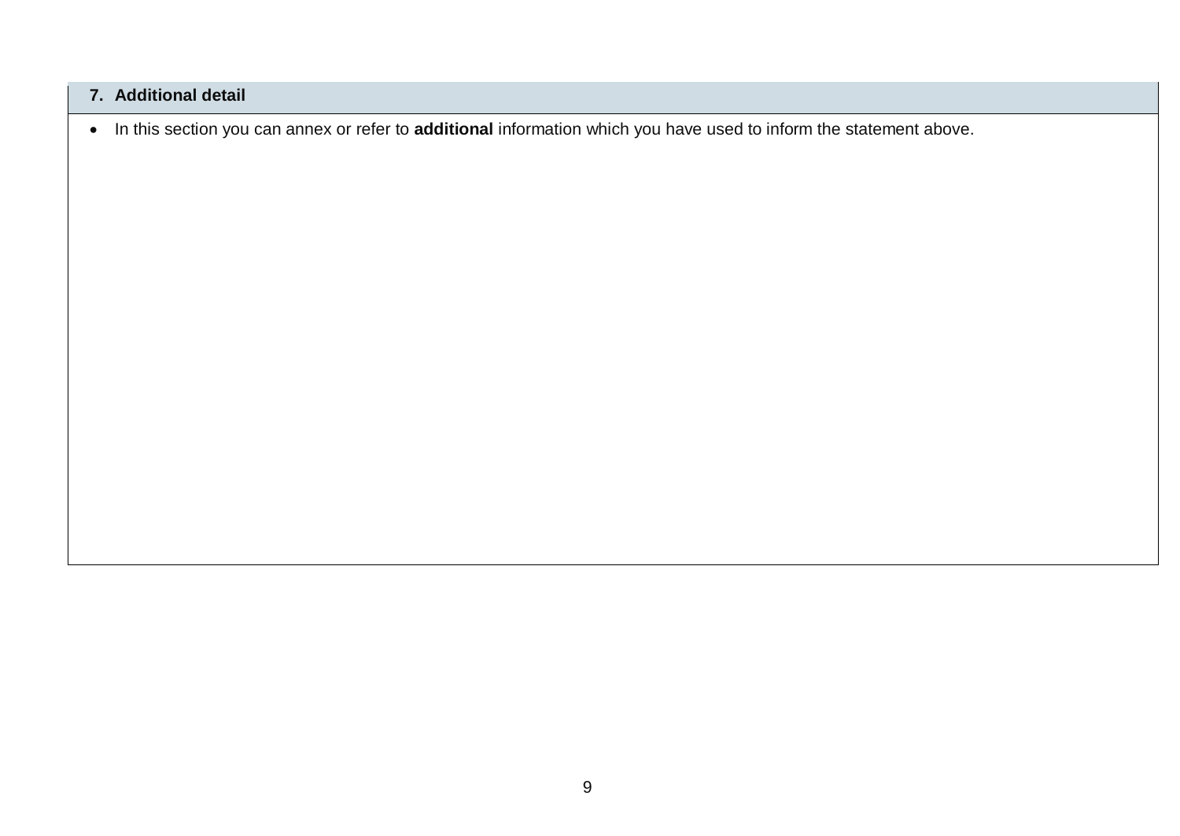| 7. Additional detail |
| --- |
| • In this section you can annex or refer to **additional** information which you have used to inform the statement above. |